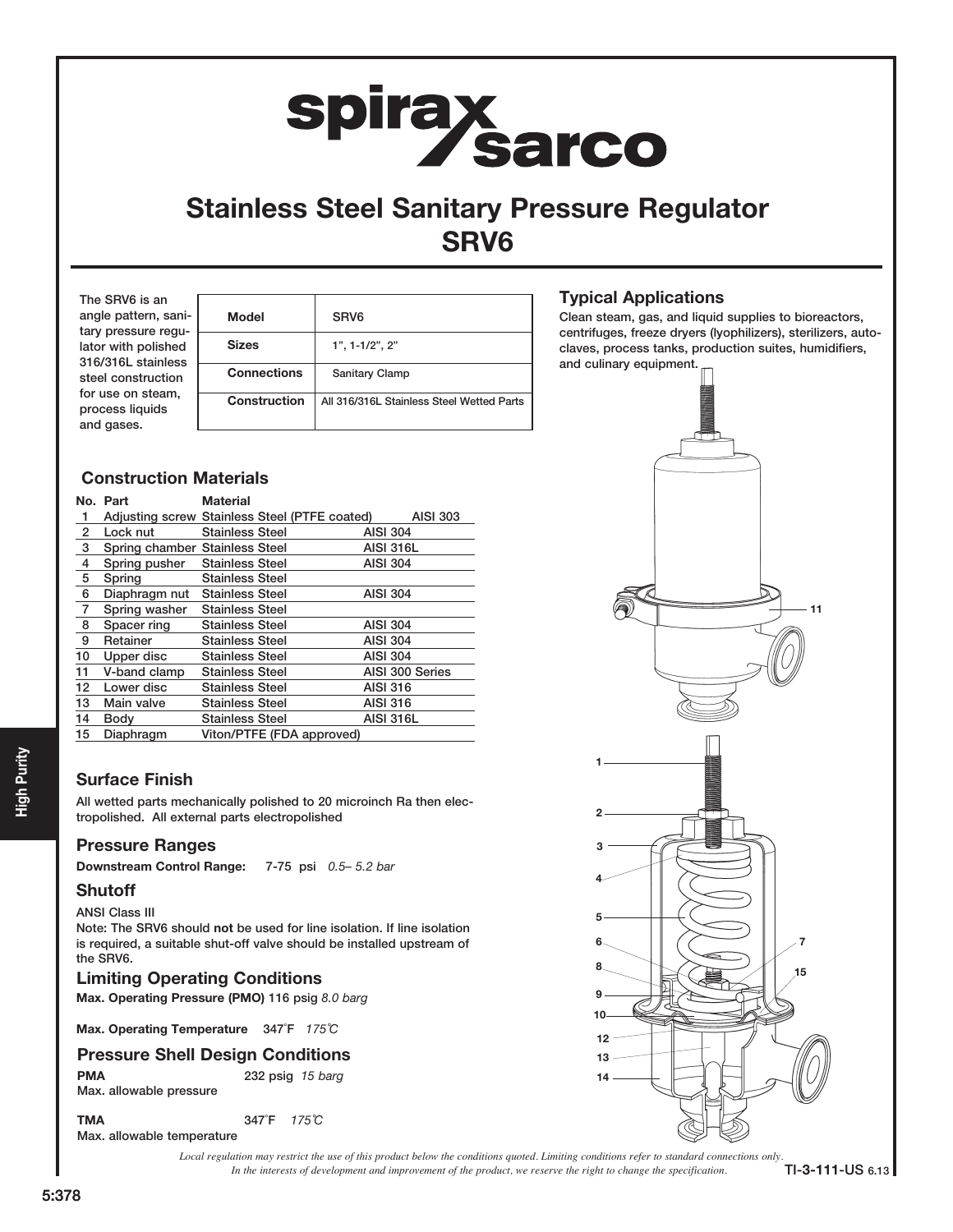# Stainless Steel Sanitary Pressure Regulator SRV6

The SRV6 is an angle pattern, sanitary pressure regulator with polished 316/316L stainless steel construction for use on steam, process liquids and gases.

| **Model** | SRV6 |
|---|---|
| **Sizes** | 1", 1-1/2", 2" |
| **Connections** | Sanitary Clamp |
| **Construction** | All 316/316L Stainless Steel Wetted Parts |

## Typical Applications

Clean steam, gas, and liquid supplies to bioreactors, centrifuges, freeze dryers (lyophilizers), sterilizers, autoclaves, process tanks, production suites, humidifiers, and culinary equipment.

## Construction Materials

| No. | Part | Material | |
|---|---|---|---|
| 1 | Adjusting screw | Stainless Steel (PTFE coated) | AISI 303 |
| 2 | Lock nut | Stainless Steel | AISI 304 |
| 3 | Spring chamber | Stainless Steel | AISI 316L |
| 4 | Spring pusher | Stainless Steel | AISI 304 |
| 5 | Spring | Stainless Steel | |
| 6 | Diaphragm nut | Stainless Steel | AISI 304 |
| 7 | Spring washer | Stainless Steel | |
| 8 | Spacer ring | Stainless Steel | AISI 304 |
| 9 | Retainer | Stainless Steel | AISI 304 |
| 10 | Upper disc | Stainless Steel | AISI 304 |
| 11 | V-band clamp | Stainless Steel | AISI 300 Series |
| 12 | Lower disc | Stainless Steel | AISI 316 |
| 13 | Main valve | Stainless Steel | AISI 316 |
| 14 | Body | Stainless Steel | AISI 316L |
| 15 | Diaphragm | Viton/PTFE (FDA approved) | |

## Surface Finish

All wetted parts mechanically polished to 20 microinch Ra then electropolished. All external parts electropolished

## Pressure Ranges

**Downstream Control Range:** 7-75 psi *0.5– 5.2 bar*

## Shutoff

ANSI Class III

Note: The SRV6 should **not** be used for line isolation. If line isolation is required, a suitable shut-off valve should be installed upstream of the SRV6.

## Limiting Operating Conditions

**Max. Operating Pressure (PMO)** 116 psig *8.0 barg*

**Max. Operating Temperature** 347˚F *175˚C*

## Pressure Shell Design Conditions

**PMA** 232 psig *15 barg*
Max. allowable pressure

**TMA** 347˚F *175˚C*
Max. allowable temperature

*Local regulation may restrict the use of this product below the conditions quoted. Limiting conditions refer to standard connections only.*
*In the interests of development and improvement of the product, we reserve the right to change the specification.*

TI-3-111-US 6.13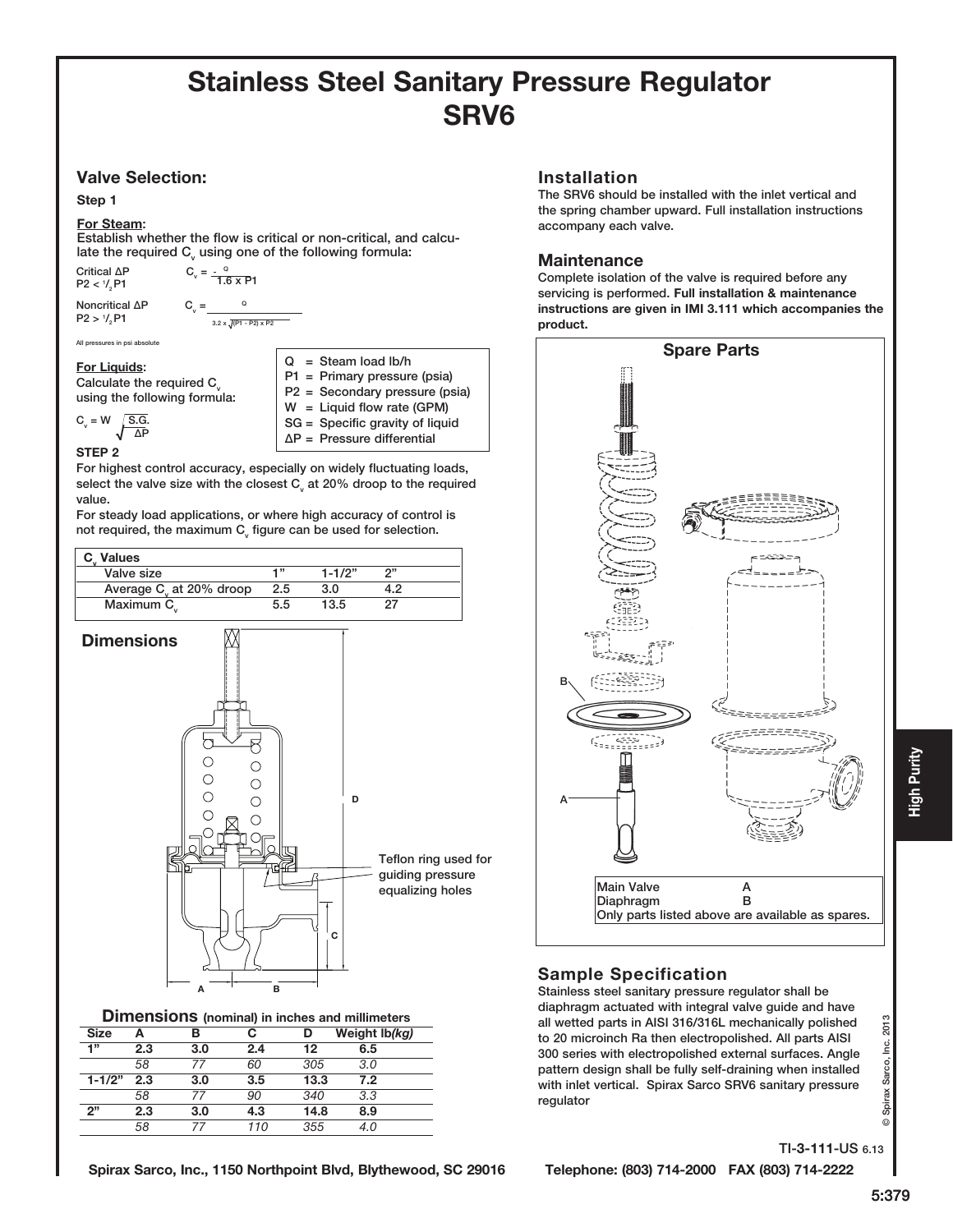# Stainless Steel Sanitary Pressure Regulator SRV6

## Valve Selection:

**Step 1**

**For Steam:**
Establish whether the flow is critical or non-critical, and calculate the required $C_v$ using one of the following formula:

Critical ΔP $P2 < {}^{1}/_{2} P1$ $\quad C_v = \frac{Q}{1.6 \times P1}$

Noncritical ΔP $P2 > {}^{1}/_{2} P1$ $\quad C_v = \frac{Q}{3.2 \times \sqrt{(P1 - P2) \times P2}}$

All pressures in psi absolute

**For Liquids:**
Calculate the required $C_v$ using the following formula:

$$C_v = W \sqrt{\frac{S.G.}{\Delta P}}$$

Q = Steam load lb/h
P1 = Primary pressure (psia)
P2 = Secondary pressure (psia)
W = Liquid flow rate (GPM)
SG = Specific gravity of liquid
ΔP = Pressure differential

**STEP 2**

For highest control accuracy, especially on widely fluctuating loads, select the valve size with the closest $C_v$ at 20% droop to the required value.

For steady load applications, or where high accuracy of control is not required, the maximum $C_v$ figure can be used for selection.

| $C_v$ Values | | | |
|---|---|---|---|
| Valve size | 1" | 1-1/2" | 2" |
| Average $C_v$ at 20% droop | 2.5 | 3.0 | 4.2 |
| Maximum $C_v$ | 5.5 | 13.5 | 27 |

## Dimensions

Teflon ring used for guiding pressure equalizing holes

D
C
A
B

**Dimensions** (nominal) in inches and millimeters

| Size | A | B | C | D | Weight lb*(kg)* |
|---|---|---|---|---|---|
| 1" | 2.3 | 3.0 | 2.4 | 12 | 6.5 |
| | *58* | *77* | *60* | *305* | *3.0* |
| 1-1/2" | 2.3 | 3.0 | 3.5 | 13.3 | 7.2 |
| | *58* | *77* | *90* | *340* | *3.3* |
| 2" | 2.3 | 3.0 | 4.3 | 14.8 | 8.9 |
| | *58* | *77* | *110* | *355* | *4.0* |

## Installation

The SRV6 should be installed with the inlet vertical and the spring chamber upward. Full installation instructions accompany each valve.

## Maintenance

Complete isolation of the valve is required before any servicing is performed. **Full installation & maintenance instructions are given in IMI 3.111 which accompanies the product.**

## Spare Parts

B
A

| Main Valve | A |
|---|---|
| Diaphragm | B |

Only parts listed above are available as spares.

## Sample Specification

Stainless steel sanitary pressure regulator shall be diaphragm actuated with integral valve guide and have all wetted parts in AISI 316/316L mechanically polished to 20 microinch Ra then electropolished. All parts AISI 300 series with electropolished external surfaces. Angle pattern design shall be fully self-draining when installed with inlet vertical. Spirax Sarco SRV6 sanitary pressure regulator

© Spirax Sarco, Inc. 2013

High Purity

TI-3-111-US 6.13

Spirax Sarco, Inc., 1150 Northpoint Blvd, Blythewood, SC 29016 Telephone: (803) 714-2000 FAX (803) 714-2222